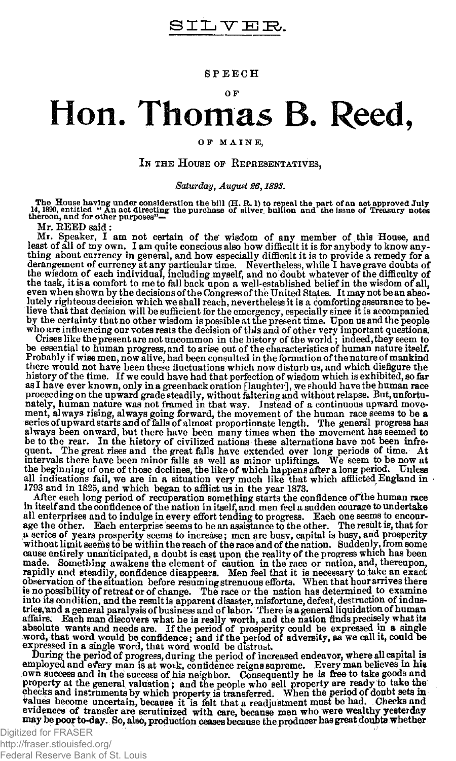# SILVER.

SPEECH

OF

# Hon. Thomas B. Reed,

OF MAINE,

IN THE HOUSE OF REPRESENTATIVES,

*Saturday, August 26, 1893.*

The House having under consideration the bill (H. R. 1) to repeal the part of an act approved July 14, 1890, entitled "An act directing the purchase of silver bullion and the issue of Treasury notes thereon, and for other purposes"—

Mr. REED said:

Mr. Speaker, I am not certain of the wisdom of any member of this House, and least of all of my own. I am quite conscious also how difficult it is for anybody to know anything about currency in general, and how especially difficult it is to provide a remedy for a derangement of currency at any particular time. Nevertheless, while I have grave doubts of the wisdom of each individual, including myself, and no doubt whatever of the difficulty of the task, it is a comfort to me to fall back upon a well-established belief in the wisdom of all, even when shown by the decisions of the Congress of the United States. It may not be an absolutely righteous decision which we shall reach, nevertheless it is a comforting assurance to believe that that decision will be sufficient for the emergency, especially since it is accompanied by the certainty that no other wisdom is possible at the present time. Upon us and the people who are influencing our votes rests the decision of this and of other very important questions.

Crises like the present are not uncommon in the history of the world; indeed, they seem to be essential to human progress, and to arise out of the characteristics of human nature itself. Probably if wise men, now alive, had been consulted in the formation of the nature of mankind there would not have been these fluctuations which now disturb us, and which disfigure the history of the time. If we could have had that perfection of wisdom which is exhibited, so far as I have ever known, only in a greenback oration [laughter], we should have the human race proceeding on the upward grade steadily, without faltering and without relapse. But, unfortunately, human nature was not framed in that way. Instead of a continuous upward movement, always rising, always going forward, the movement of the human race seems to be a series of upward starts and of falls of almost proportionate length. The general progress has always been onward, but there have been many times when the movement has seemed to be to the rear. In the history of civilized nations these alternations have not been infrequent. The great rises and the great falls have extended over long periods of time. At intervals there have been minor falls as well as minor upliftings. We seem to be now at the beginning of one of those declines, the like of which happens after a long period. Unless all indications fail, we are in a situation very much like that which afflicted England in 1793 and in 1825, and which began to afflict us in the year 1873.

After each long period of recuperation something starts the confidence of the human race in itself and the confidence of the nation in itself, and men feel a sudden courage to undertake all enterprises and to indulge in every effort tending to progress. Each one seems to encourage the other. Each enterprise seems to be an assistance to the other. The result is, that for a series of years prosperity seems to increase; men are busy, capital is busy, and prosperity without limit seems to be within the reach of the race and of the nation. Suddenly, from some cause entirely unanticipated, a doubt is cast upon the reality of the progress which has been made. Something awakens the element of caution in the race or nation, and, thereupon, rapidly and steadily, confidence disappears. Men feel that it is necessary to take an exact observation of the situation before resuming strenuous efforts. When that hour arrives there is no possibility of retreat or of change. The race or the nation has determined to examine into its condition, and the result is apparent disaster, misfortune, defeat, destruction of industries, and a general paralysis of business and of labor. There is a general liquidation of human affairs. Each man discovers what he is really worth, and the nation finds precisely what its absolute wants and needs are. If the period of prosperity could be expressed in a single word, that word would be confidence; and if the period of adversity, as we call it, could be expressed in a single word, that word would be distrust.

During the period of progress, during the period of increased endeavor, where all capital is employed and every man is at work, confidence reigns supreme. Every man believes in his own success and in the success of his neighbor. Consequently he is free to take goods and property at the general valuation; and the people who sell property are ready to take the checks and instruments by which property is transferred. When the period of doubt sets in values become uncertain, because it is felt that a readjustment must be had. Checks and evidences of transfer are scrutinized with care, because men who were wealthy yesterday may be poor to-day. So, also, production ceases because the producer has great doubts whether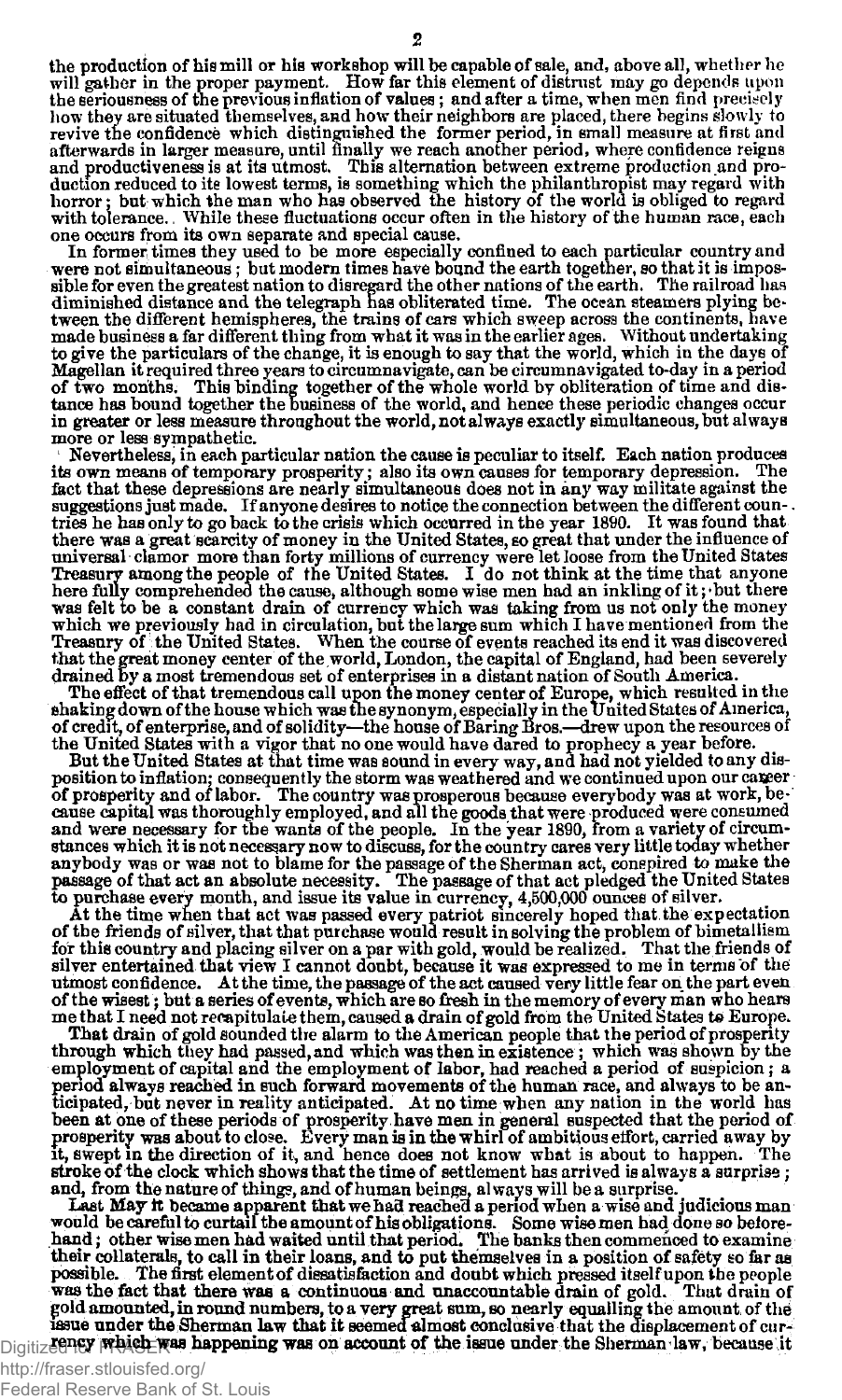the production of his mill or his workshop will be capable of sale, and, above all, whether he will gather in the proper payment. How far this element of distrust may go depends upon the seriousness of the previous inflation of values; and after a time, when men find precisely how they are situated themselves, and how their neighbors are placed, there begins slowly to revive the confidence which distinguished the former period, in small measure at first and afterwards in larger measure, until finally we reach another period, where confidence reigns and productiveness is at its utmost. This alternation between extreme production and production reduced to its lowest terms, is something which the philanthropist may regard with horror; but which the man who has observed the history of the world is obliged to regard with tolerance. While these fluctuations occur often in the history of the human race, each one occurs from its own separate and special cause.

In former times they used to be more especially confined to each particular country and were not simultaneous; but modern times have bound the earth together, so that it is impossible for even the greatest nation to disregard the other nations of the earth. The railroad has diminished distance and the telegraph has obliterated time. The ocean steamers plying between the different hemispheres, the trains of cars which sweep across the continents, have made business a far different thing from what it was in the earlier ages. Without undertaking to give the particulars of the change, it is enough to say that the world, which in the days of Magellan it required three years to circumnavigate, can be circumnavigated to-day in a period of two months. This binding together of the whole world by obliteration of time and distance has bound together the business of the world, and hence these periodic changes occur in greater or less measure throughout the world, not always exactly simultaneous, but always more or less sympathetic.

Nevertheless, in each particular nation the cause is peculiar to itself. Each nation produces its own means of temporary prosperity; also its own causes for temporary depression. The fact that these depressions are nearly simultaneous does not in any way militate against the suggestions just made. If anyone desires to notice the connection between the different countries he has only to go back to the crisis which occurred in the year 1890. It was found that there was a great scarcity of money in the United States, so great that under the influence of universal clamor more than forty millions of currency were let loose from the United States Treasury among the people of the United States. I do not think at the time that anyone here fully comprehended the cause, although some wise men had an inkling of it; but there was felt to be a constant drain of currency which was taking from us not only the money which we previously had in circulation, but the large sum which I have mentioned from the Treasury of the United States. When the course of events reached its end it was discovered that the great money center of the world, London, the capital of England, had been severely drained by a most tremendous set of enterprises in a distant nation of South America.

The effect of that tremendous call upon the money center of Europe, which resulted in the shaking down of the house which was the synonym, especially in the United States of America, of credit, of enterprise, and of solidity—the house of Baring Bros.—drew upon the resources of the United States with a vigor that no one would have dared to prophecy a year before.

But the United States at that time was sound in every way, and had not yielded to any disposition to inflation; consequently the storm was weathered and we continued upon our career of prosperity and of labor. The country was prosperous because everybody was at work, because capital was thoroughly employed, and all the goods that were produced were consumed and were necessary for the wants of the people. In the year 1890, from a variety of circumstances which it is not necessary now to discuss, for the country cares very little today whether anybody was or was not to blame for the passage of the Sherman act, conspired to make the passage of that act an absolute necessity. The passage of that act pledged the United States to purchase every month, and issue its value in currency, 4,500,000 ounces of silver.

At the time when that act was passed every patriot sincerely hoped that the expectation of the friends of silver, that that purchase would result in solving the problem of bimetallism for this country and placing silver on a par with gold, would be realized. That the friends of silver entertained that view I cannot doubt, because it was expressed to me in terms of the utmost confidence. At the time, the passage of the act caused very little fear on the part even of the wisest; but a series of events, which are so fresh in the memory of every man who hears me that I need not recapitulate them, caused a drain of gold from the United States to Europe.

That drain of gold sounded the alarm to the American people that the period of prosperity through which they had passed, and which was then in existence; which was shown by the employment of capital and the employment of labor, had reached a period of suspicion; a period always reached in such forward movements of the human race, and always to be anticipated, but never in reality anticipated. At no time when any nation in the world has been at one of these periods of prosperity have men in general suspected that the period of prosperity was about to close. Every man is in the whirl of ambitious effort, carried away by it, swept in the direction of it, and hence does not know what is about to happen. The stroke of the clock which shows that the time of settlement has arrived is always a surprise; and, from the nature of things, and of human beings, always will be a surprise.

Last May it became apparent that we had reached a period when a wise and judicious man would be careful to curtail the amount of his obligations. Some wise men had done so beforehand; other wise men had waited until that period. The banks then commenced to examine their collaterals, to call in their loans, and to put themselves in a position of safety so far as possible. The first element of dissatisfaction and doubt which pressed itself upon the people was the fact that there was a continuous and unaccountable drain of gold. That drain of gold amounted, in round numbers, to a very great sum, so nearly equalling the amount of the issue under the Sherman law that it seemed almost conclusive that the displacement of currency which was happening was on account of the issue under the Sherman law, because it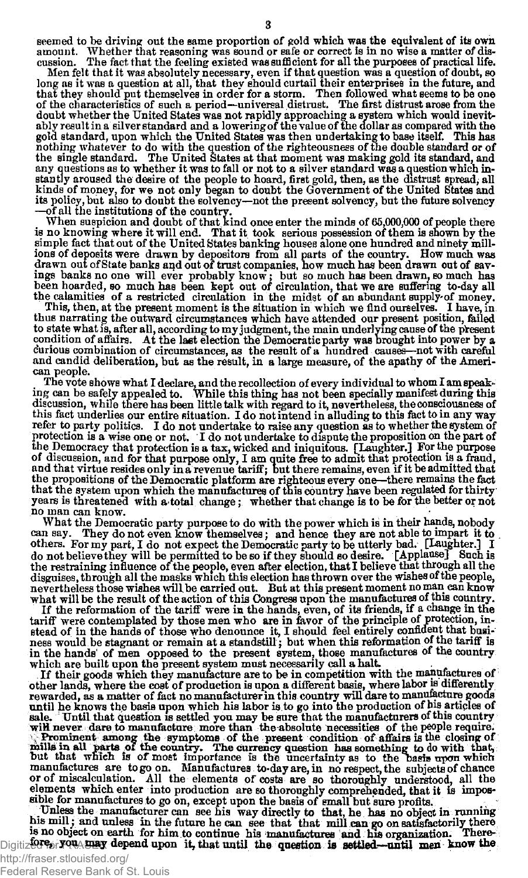seemed to be driving out the same proportion of gold which was the equivalent of its own amount. Whether that reasoning was sound or safe or correct is in no wise a matter of discussion. The fact that the feeling existed was sufficient for all the purposes of practical life.

Men felt that it was absolutely necessary, even if that question was a question of doubt, so long as it was a question at all, that they should curtail their enterprises in the future, and that they should put themselves in order for a storm. Then followed what seems to be one of the characteristics of such a period—universal distrust. The first distrust arose from the doubt whether the United States was not rapidly approaching a system which would inevitably result in a silver standard and a lowering of the value of the dollar as compared with the gold standard, upon which the United States was then undertaking to base itself. This has nothing whatever to do with the question of the righteousness of the double standard or of the single standard. The United States at that moment was making gold its standard, and any questions as to whether it was to fall or not to a silver standard was a question which instantly aroused the desire of the people to hoard, first gold, then, as the distrust spread, all kinds of money, for we not only began to doubt the Government of the United States and its policy, but also to doubt the solvency—not the present solvency, but the future solvency—of all the institutions of the country.

When suspicion and doubt of that kind once enter the minds of 65,000,000 of people there is no knowing where it will end. That it took serious possession of them is shown by the simple fact that out of the United States banking houses alone one hundred and ninety millions of deposits were drawn by depositors from all parts of the country. How much was drawn out of State banks and out of trust companies, how much has been drawn out of savings banks no one will ever probably know; but so much has been drawn, so much has been hoarded, so much has been kept out of circulation, that we are suffering to-day all the calamities of a restricted circulation in the midst of an abundant supply of money.

This, then, at the present moment is the situation in which we find ourselves. I have, in thus narrating the outward circumstances which have attended our present position, failed to state what is, after all, according to my judgment, the main underlying cause of the present condition of affairs. At the last election the Democratic party was brought into power by a curious combination of circumstances, as the result of a hundred causes—not with careful and candid deliberation, but as the result, in a large measure, of the apathy of the American people.

The vote shows what I declare, and the recollection of every individual to whom I am speaking can be safely appealed to. While this thing has not been specially manifest during this discussion, while there has been little talk with regard to it, nevertheless, the consciousness of this fact underlies our entire situation. I do not intend in alluding to this fact to in any way refer to party politics. I do not undertake to raise any question as to whether the system of protection is a wise one or not. I do not undertake to dispute the proposition on the part of the Democracy that protection is a tax, wicked and iniquitous. [Laughter.] For the purpose of discussion, and for that purpose only, I am quite free to admit that protection is a fraud, and that virtue resides only in a revenue tariff; but there remains, even if it be admitted that the propositions of the Democratic platform are righteous every one—there remains the fact that the system upon which the manufactures of this country have been regulated for thirty years is threatened with a total change; whether that change is to be for the better or not no man can know.

What the Democratic party purpose to do with the power which is in their hands, nobody can say. They do not even know themselves; and hence they are not able to impart it to others. For my part, I do not expect the Democratic party to be utterly bad. [Laughter.] I do not believe they will be permitted to be so if they should so desire. [Applause] Such is the restraining influence of the people, even after election, that I believe that through all the disguises, through all the masks which this election has thrown over the wishes of the people, nevertheless those wishes will be carried out. But at this present moment no man can know what will be the result of the action of this Congress upon the manufactures of this country.

If the reformation of the tariff were in the hands, even, of its friends, if a change in the tariff were contemplated by those men who are in favor of the principle of protection, instead of in the hands of those who denounce it, I should feel entirely confident that business would be stagnant or remain at a standstill; but when this reformation of the tariff is in the hands of men opposed to the present system, those manufactures of the country which are built upon the present system must necessarily call a halt.

If their goods which they manufacture are to be in competition with the manufactures of other lands, where the cost of production is upon a different basis, where labor is differently rewarded, as a matter of fact no manufacturer in this country will dare to manufacture goods until he knows the basis upon which his labor is to go into the production of his articles of sale. Until that question is settled you may be sure that the manufacturers of this country will never dare to manufacture more than the absolute necessities of the people require.

Prominent among the symptoms of the present condition of affairs is the closing of mills in all parts of the country. The currency question has something to do with that, but that which is of most importance is the uncertainty as to the basis upon which manufactures are to go on. Manufactures to-day are, in no respect, the subjects of chance or of miscalculation. All the elements of costs are so thoroughly understood, all the elements which enter into production are so thoroughly comprehended, that it is impossible for manufactures to go on, except upon the basis of small but sure profits.

Unless the manufacturer can see his way directly to that, he has no object in running his mill; and unless in the future he can see that that mill can go on satisfactorily there is no object on earth for him to continue his manufactures and his organization. Therefore, you may depend upon it, that until the question is settled—until men know the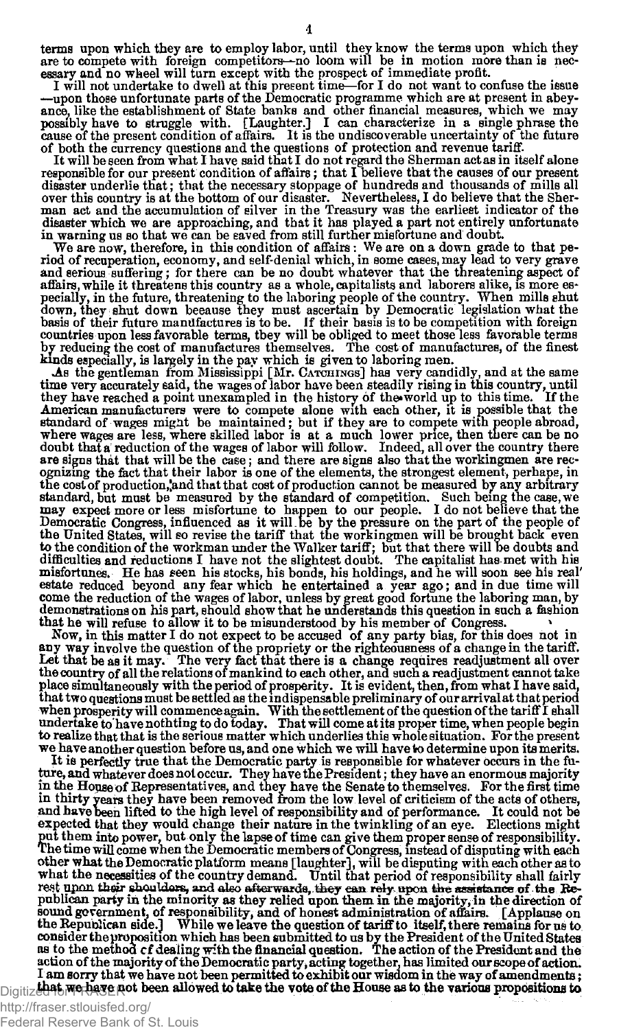terms upon which they are to employ labor, until they know the terms upon which they are to compete with foreign competitors—no loom will be in motion more than is necessary and no wheel will turn except with the prospect of immediate profit.

I will not undertake to dwell at this present time—for I do not want to confuse the issue—upon those unfortunate parts of the Democratic programme which are at present in abeyance, like the establishment of State banks and other financial measures, which we may possibly have to struggle with. [Laughter.] I can characterize in a single phrase the cause of the present condition of affairs. It is the undiscoverable uncertainty of the future of both the currency questions and the questions of protection and revenue tariff.

It will be seen from what I have said that I do not regard the Sherman act as in itself alone responsible for our present condition of affairs; that I believe that the causes of our present disaster underlie that; that the necessary stoppage of hundreds and thousands of mills all over this country is at the bottom of our disaster. Nevertheless, I do believe that the Sherman act and the accumulation of silver in the Treasury was the earliest indicator of the disaster which we are approaching, and that it has played a part not entirely unfortunate in warning us so that we can be saved from still further misfortune and doubt.

We are now, therefore, in this condition of affairs: We are on a down grade to that period of recuperation, economy, and self-denial which, in some cases, may lead to very grave and serious suffering; for there can be no doubt whatever that the threatening aspect of affairs, while it threatens this country as a whole, capitalists and laborers alike, is more especially, in the future, threatening to the laboring people of the country. When mills shut down, they shut down because they must ascertain by Democratic legislation what the basis of their future manufactures is to be. If their basis is to be competition with foreign countries upon less favorable terms, they will be obliged to meet those less favorable terms by reducing the cost of manufactures themselves. The cost of manufactures, of the finest kinds especially, is largely in the pay which is given to laboring men.

As the gentleman from Mississippi [Mr. CATCHINGS] has very candidly, and at the same time very accurately said, the wages of labor have been steadily rising in this country, until they have reached a point unexampled in the history of the world up to this time. If the American manufacturers were to compete alone with each other, it is possible that the standard of wages might be maintained; but if they are to compete with people abroad, where wages are less, where skilled labor is at a much lower price, then there can be no doubt that a reduction of the wages of labor will follow. Indeed, all over the country there are signs that that will be the case; and there are signs also that the workingmen are recognizing the fact that their labor is one of the elements, the strongest element, perhaps, in the cost of production, and that that cost of production cannot be measured by any arbitrary standard, but must be measured by the standard of competition. Such being the case, we may expect more or less misfortune to happen to our people. I do not believe that the Democratic Congress, influenced as it will be by the pressure on the part of the people of the United States, will so revise the tariff that the workingmen will be brought back even to the condition of the workman under the Walker tariff; but that there will be doubts and difficulties and reductions I have not the slightest doubt. The capitalist has met with his misfortunes. He has seen his stocks, his bonds, his holdings, and he will soon see his real estate reduced beyond any fear which he entertained a year ago; and in due time will come the reduction of the wages of labor, unless by great good fortune the laboring man, by demonstrations on his part, should show that he understands this question in such a fashion that he will refuse to allow it to be misunderstood by his member of Congress.

Now, in this matter I do not expect to be accused of any party bias, for this does not in any way involve the question of the propriety or the righteousness of a change in the tariff. Let that be as it may. The very fact that there is a change requires readjustment all over the country of all the relations of mankind to each other, and such a readjustment cannot take place simultaneously with the period of prosperity. It is evident, then, from what I have said, that two questions must be settled as the indispensable preliminary of our arrival at that period when prosperity will commence again. With the settlement of the question of the tariff I shall undertake to have nothting to do today. That will come at its proper time, when people begin to realize that that is the serious matter which underlies this whole situation. For the present we have another question before us, and one which we will have to determine upon its merits.

It is perfectly true that the Democratic party is responsible for whatever occurs in the future, and whatever does not occur. They have the President; they have an enormous majority in the House of Representatives, and they have the Senate to themselves. For the first time in thirty years they have been removed from the low level of criticism of the acts of others, and have been lifted to the high level of responsibility and of performance. It could not be expected that they would change their nature in the twinkling of an eye. Elections might put them into power, but only the lapse of time can give them proper sense of responsibility. The time will come when the Democratic members of Congress, instead of disputing with each other what the Democratic platform means [laughter], will be disputing with each other as to what the necessities of the country demand. Until that period of responsibility shall fairly rest upon their shoulders, and also afterwards, they can rely upon the assistance of the Republican party in the minority as they relied upon them in the majority, in the direction of sound government, of responsibility, and of honest administration of affairs. [Applause on the Republican side.] While we leave the question of tariff to itself, there remains for us to consider the proposition which has been submitted to us by the President of the United States as to the method of dealing with the financial question. The action of the President and the action of the majority of the Democratic party, acting together, has limited our scope of action. I am sorry that we have not been permitted to exhibit our wisdom in the way of amendments; that we have not been allowed to take the vote of the House as to the various propositions to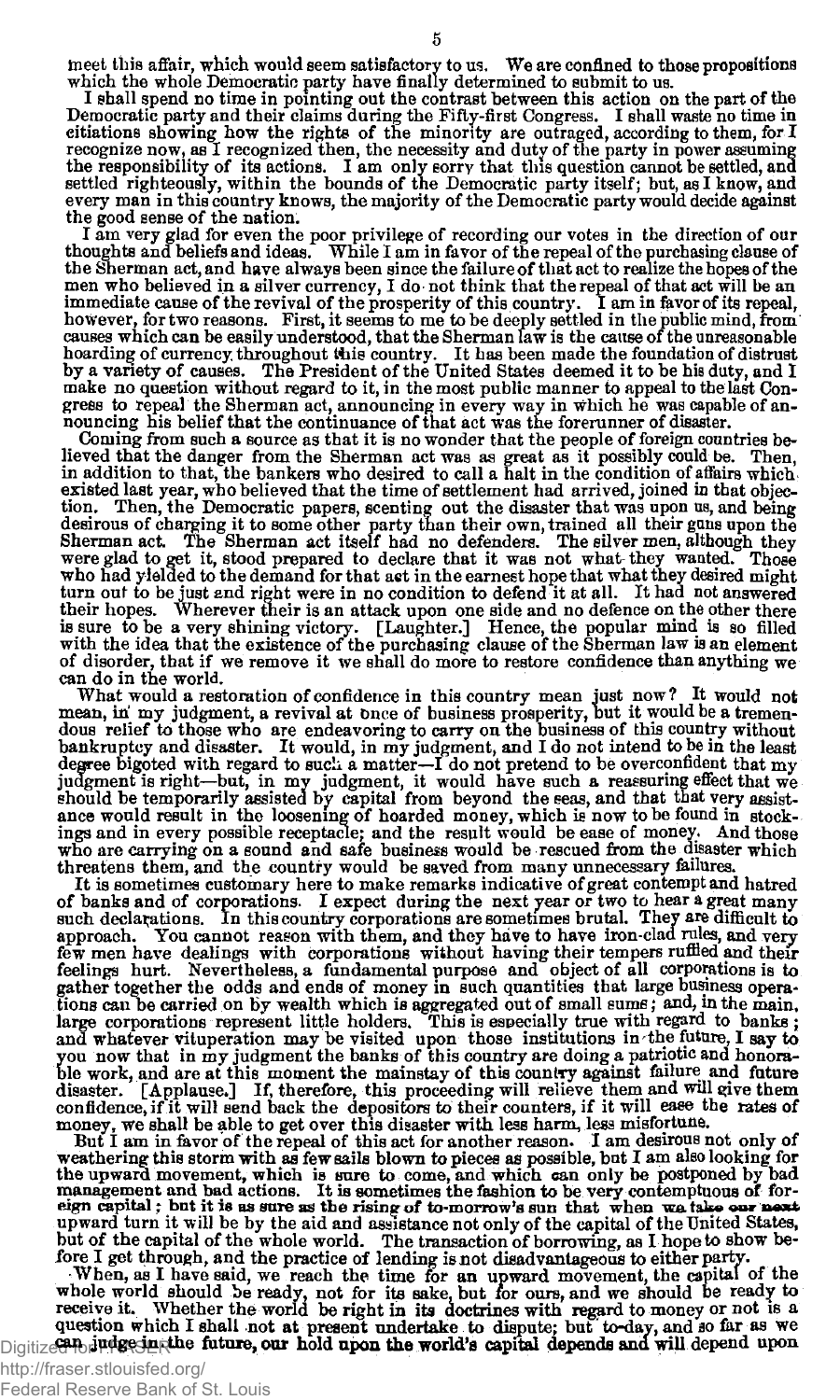meet this affair, which would seem satisfactory to us. We are confined to those propositions which the whole Democratic party have finally determined to submit to us.

I shall spend no time in pointing out the contrast between this action on the part of the Democratic party and their claims during the Fifty-first Congress. I shall waste no time in citiations showing how the rights of the minority are outraged, according to them, for I recognize now, as I recognized then, the necessity and duty of the party in power assuming the responsibility of its actions. I am only sorry that this question cannot be settled, and settled righteously, within the bounds of the Democratic party itself; but, as I know, and every man in this country knows, the majority of the Democratic party would decide against the good sense of the nation.

I am very glad for even the poor privilege of recording our votes in the direction of our thoughts and beliefs and ideas. While I am in favor of the repeal of the purchasing clause of the Sherman act, and have always been since the failure of that act to realize the hopes of the men who believed in a silver currency, I do not think that the repeal of that act will be an immediate cause of the revival of the prosperity of this country. I am in favor of its repeal, however, for two reasons. First, it seems to me to be deeply settled in the public mind, from causes which can be easily understood, that the Sherman law is the cause of the unreasonable hoarding of currency throughout this country. It has been made the foundation of distrust by a variety of causes. The President of the United States deemed it to be his duty, and I make no question without regard to it, in the most public manner to appeal to the last Congress to repeal the Sherman act, announcing in every way in which he was capable of announcing his belief that the continuance of that act was the forerunner of disaster.

Coming from such a source as that it is no wonder that the people of foreign countries believed that the danger from the Sherman act was as great as it possibly could be. Then, in addition to that, the bankers who desired to call a halt in the condition of affairs which existed last year, who believed that the time of settlement had arrived, joined in that objection. Then, the Democratic papers, scenting out the disaster that was upon us, and being desirous of charging it to some other party than their own, trained all their guns upon the Sherman act. The Sherman act itself had no defenders. The silver men, although they were glad to get it, stood prepared to declare that it was not what they wanted. Those who had yielded to the demand for that act in the earnest hope that what they desired might turn out to be just and right were in no condition to defend it at all. It had not answered their hopes. Wherever their is an attack upon one side and no defence on the other there is sure to be a very shining victory. [Laughter.] Hence, the popular mind is so filled with the idea that the existence of the purchasing clause of the Sherman law is an element of disorder, that if we remove it we shall do more to restore confidence than anything we can do in the world.

What would a restoration of confidence in this country mean just now? It would not mean, in my judgment, a revival at once of business prosperity, but it would be a tremendous relief to those who are endeavoring to carry on the business of this country without bankruptcy and disaster. It would, in my judgment, and I do not intend to be in the least degree bigoted with regard to such a matter—I do not pretend to be overconfident that my judgment is right—but, in my judgment, it would have such a reassuring effect that we should be temporarily assisted by capital from beyond the seas, and that that very assistance would result in the loosening of hoarded money, which is now to be found in stockings and in every possible receptacle; and the result would be ease of money. And those who are carrying on a sound and safe business would be rescued from the disaster which threatens them, and the country would be saved from many unnecessary failures.

It is sometimes customary here to make remarks indicative of great contempt and hatred of banks and of corporations. I expect during the next year or two to hear a great many such declarations. In this country corporations are sometimes brutal. They are difficult to approach. You cannot reason with them, and they have to have iron-clad rules, and very few men have dealings with corporations without having their tempers ruffled and their feelings hurt. Nevertheless, a fundamental purpose and object of all corporations is to gather together the odds and ends of money in such quantities that large business operations can be carried on by wealth which is aggregated out of small sums; and, in the main, large corporations represent little holders. This is especially true with regard to banks; and whatever vituperation may be visited upon those institutions in the future, I say to you now that in my judgment the banks of this country are doing a patriotic and honorable work, and are at this moment the mainstay of this country against failure and future disaster. [Applause.] If, therefore, this proceeding will relieve them and will give them confidence, if it will send back the depositors to their counters, if it will ease the rates of money, we shall be able to get over this disaster with less harm, less misfortune.

But I am in favor of the repeal of this act for another reason. I am desirous not only of weathering this storm with as few sails blown to pieces as possible, but I am also looking for the upward movement, which is sure to come, and which can only be postponed by bad management and bad actions. It is sometimes the fashion to be very contemptuous of foreign capital; **but it is as sure as the rising of to-morrow's sun that when we take our next** upward turn it will be by the aid and assistance not only of the capital of the United States, but of the capital of the whole world. The transaction of borrowing, as I hope to show before I get through, and the practice of lending is not disadvantageous to either party.

When, as I have said, we reach the time for an upward movement, the capital of the whole world should be ready, not for its sake, but for ours, and we should be ready to receive it. Whether the world be right in its doctrines with regard to money or not is a question which I shall not at present undertake to dispute; but to-day, and so far as we **can judge in the future, our hold upon the world's capital depends and will depend upon**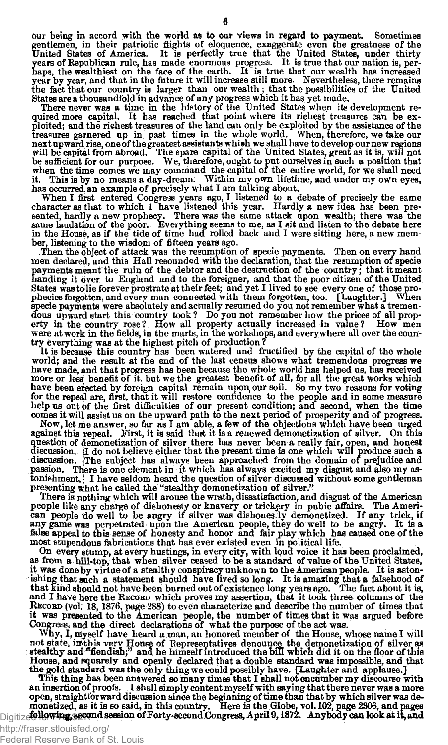our being in accord with the world as to our views in regard to payment. Sometimes gentlemen, in their patriotic flights of eloquence, exaggerate even the greatness of the United States of America. It is perfectly true that the United States, under thirty years of Republican rule, has made enormous progress. It is true that our nation is, perhaps, the wealthiest on the face of the earth. It is true that our wealth has increased year by year, and that in the future it will increase still more. Nevertheless, there remains the fact that our country is larger than our wealth; that the possibilities of the United States are a thousandfold in advance of any progress which it has yet made.

There never was a time in the history of the United States when its development required more capital. It has reached that point where its richest treasures can be exploited; and the richest treasures of the land can only be exploited by the assistance of the treasures garnered up in past times in the whole world. When, therefore, we take our next upward rise, one of the greatest assistants which we shall have to develop our new regions will be capital from abroad. The spare capital of the United States, great as it is, will not be sufficient for our purpose. We, therefore, ought to put ourselves in such a position that when the time comes we may command the capital of the entire world, for we shall need it. This is by no means a day-dream. Within my own lifetime, and under my own eyes, has occurred an example of precisely what I am talking about.

When I first entered Congress years ago, I listened to a debate of precisely the same character as that to which I have listened this year. Hardly a new idea has been presented, hardly a new prophecy. There was the same attack upon wealth; there was the same laudation of the poor. Everything seems to me, as I sit and listen to the debate here in the House, as if the tide of time had rolled back and I were sitting here, a new member, listening to the wisdom of fifteen years ago.

Then the object of attack was the resumption of specie payments. Then on every hand men declared, and this Hall resounded with the declaration, that the resumption of specie payments meant the ruin of the debtor and the destruction of the country; that it meant handing it over to England and to the foreigner, and that the poor citizen of the United States was to lie forever prostrate at their feet; and yet I lived to see every one of those prophecies forgotten, and every man connected with them forgotten, too. [Laughter.] When specie payments were absolutely and actually resumed do you not remember what a tremendous upward start this country took? Do you not remember how the prices of all property in the country rose? How all property actually increased in value? How men were at work in the fields, in the marts, in the workshops, and everywhere all over the country everything was at the highest pitch of production?

It is because this country has been watered and fructified by the capital of the whole world; and the result at the end of the last census shows what tremendous progress we have made, and that progress has been because the whole world has helped us, has received more or less benefit of it, but we the greatest benefit of all, for all the great works which have been erected by foreign capital remain upon our soil. So my two reasons for voting for the repeal are, first, that it will restore confidence to the people and in some measure help us out of the first difficulties of our present condition; and second, when the time comes it will assist us on the upward path to the next period of prosperity and of progress.

Now, let me answer, so far as I am able, a few of the objections which have been urged against this repeal. First, it is said that it is a renewed demonetization of silver. On this question of demonetization of silver there has never been a really fair, open, and honest discussion. I do not believe either that the present time is one which will produce such a discussion. The subject has always been approached from the domain of prejudice and passion. There is one element in it which has always excited my disgust and also my astonishment. I have seldom heard the question of silver discussed without some gentleman presenting what he called the "stealthy demonetization of silver."

There is nothing which will arouse the wrath, dissatisfaction, and disgust of the American people like any charge of dishonesty or knavery or trickery in pubic affairs. The American people do well to be angry if silver was dishonestly demonetized. If any trick, if any game was perpetrated upon the American people, they do well to be angry. It is a false appeal to this sense of honesty and honor and fair play which has caused one of the most stupendous fabrications that has ever existed even in political life.

On every stump, at every hustings, in every city, with loud voice it has been proclaimed, as from a hill-top, that when silver ceased to be a standard of value of the United States, it was done by virtue of a stealthy conspiracy unknown to the American people. It is astonishing that such a statement should have lived so long. It is amazing that a falsehood of that kind should not have been burned out of existence long years ago. The fact about it is, and I have here the RECORD which proves my assertion, that it took three columns of the RECORD (vol. 18, 1876, page 288) to even characterize and describe the number of times that it was presented to the American people, the number of times that it was argued before Congress, and the direct declarations of what the purpose of the act was.

Why, I, myself have heard a man, an honored member of the House, whose name I will not state, in this very House of Representatives denounce the demonetization of silver as stealthy and "fiendish;" and he himself introduced the bill which did it on the floor of this House, and squarely and openly declared that a double standard was impossible, and that the gold standard was the only thing we could possibly have. [Laughter and applause.]

This thing has been answered so many times that I shall not encumber my discourse with an insertion of proofs. I shall simply content myself with saying that there never was a more open, straightforward discussion since the beginning of time than that by which silver was demonetized, as it is so said, in this country. Here is the Globe, vol. 102, page 2306, and pages following, second session of Forty-second Congress, April 9, 1872. Anybody can look at it, and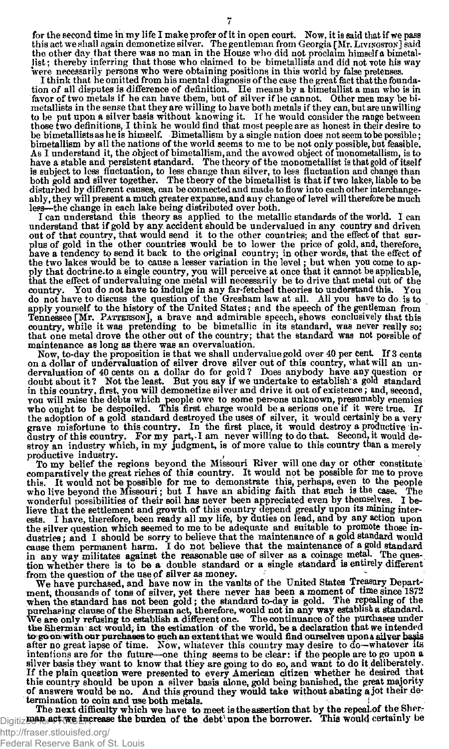for the second time in my life I make profer of it in open court. Now, it is said that if we pass this act we shall again demonetize silver. The gentleman from Georgia [Mr. LIVINGSTON] said the other day that there was no man in the House who did not proclaim himself a bimetallist; thereby inferring that those who claimed to be bimetallists and did not vote his way were necessarily persons who were obtaining positions in this world by false pretenses.

I think that he omitted from his mental diagnosis of the case the great fact that the foundation of all disputes is difference of definition. He means by a bimetallist a man who is in favor of two metals if he can have them, but of silver if he cannot. Other men may be bimetallists in the sense that they are willing to have both metals if they can, but are unwilling to be put upon a silver basis without knowing it. If he would consider the range between those two definitions, I think he would find that most people are as honest in their desire to be bimetallists as he is himself. Bimetallism by a single nation does not seem to be possible; bimetallism by all the nations of the world seems to me to be not only possible, but feasible. As I understand it, the object of bimetallism, and the avowed object of monometallism, is to have a stable and persistent standard. The theory of the monometallist is that gold of itself is subject to less fluctuation, to less change than silver, to less fluctuation and change than both gold and silver together. The theory of the bimetallist is that if two lakes, liable to be disturbed by different causes, can be connected and made to flow into each other interchangeably, they will present a much greater expanse, and any change of level will therefore be much less—the change in each lake being distributed over both.

I can understand this theory as applied to the metallic standards of the world. I can understand that if gold by any accident should be undervalued in any country and driven out of that country, that would send it to the other countries; and the effect of that surplus of gold in the other countries would be to lower the price of gold, and, therefore, have a tendency to send it back to the original country; in other words, that the effect of the two lakes would be to cause a lesser variation in the level; but when you come to apply that doctrine to a single country, you will perceive at once that it cannot be applicable, that the effect of undervaluing one metal will necessarily be to drive that metal out of the country. You do not have to indulge in any far-fetched theories to understand this. You do not have to discuss the question of the Gresham law at all. All you have to do is to apply yourself to the history of the United States; and the speech of the gentleman from Tennessee [Mr. PATTERSON], a brave and admirable speech, shows conclusively that this country, while it was pretending to be bimetallic in its standard, was never really so; that one metal drove the other out of the country; that the standard was not possible of maintenance as long as there was an overvaluation.

Now, to-day the proposition is that we shall undervalue gold over 40 per cent. If 3 cents on a dollar of undervaluation of silver drove silver out of this country, what will an undervaluation of 40 cents on a dollar do for gold? Does anybody have any question or doubt about it? Not the least. But you say if we undertake to establish a gold standard in this country, first, you will demonetize silver and drive it out of existence; and, second, you will raise the debts which people owe to some persons unknown, presumably enemies who ought to be despoiled. This first charge would be a serious one if it were true. If the adoption of a gold standard destroyed the uses of silver, it would certainly be a very grave misfortune to this country. In the first place, it would destroy a productive industry of this country. For my part, I am never willing to do that. Second, it would destroy an industry which, in my judgment, is of more value to this country than a merely productive industry.

To my belief the regions beyond the Missouri River will one day or other constitute comparatively the great riches of this country. It would not be possible for me to prove this. It would not be possible for me to demonstrate this, perhaps, even to the people who live beyond the Missouri; but I have an abiding faith that such is the case. The wonderful possibilities of their soil has never been appreciated even by themselves. I believe that the settlement and growth of this country depend greatly upon its mining interests. I have, therefore, been ready all my life, by duties on lead, and by any action upon the silver question which seemed to me to be adequate and suitable to promote those industries; and I should be sorry to believe that the maintenance of a gold standard would cause them permanent harm. I do not believe that the maintenance of a gold standard in any way militates against the reasonable use of silver as a coinage metal. The question whether there is to be a double standard or a single standard is entirely different from the question of the use of silver as money.

We have purchased, and have now in the vaults of the United States Treasury Department, thousands of tons of silver, yet there never has been a moment of time since 1872 when the standard has not been gold; the standard to-day is gold. The repealing of the purchasing clause of the Sherman act, therefore, would not in any way establish a standard. We are only refusing to establish a different one. The continuance of the purchases under the Sherman act would, in the estimation of the world, be a declaration that we intended to go on with our purchases to such an extent that we would find ourselves upon a silver basis after no great lapse of time. Now, whatever this country may desire to do—whatever its intentions are for the future—one thing seems to be clear: if the people are to go upon a silver basis they want to know that they are going to do so, and want to do it deliberately. If the plain question were presented to every American citizen whether he desired that this country should be upon a silver basis alone, gold being banished, the great majority of answers would be no. And this ground they would take without abating a jot their determination to coin and use both metals.

The next difficulty which we have to meet is the assertion that by the repeal of the Sherman act we increase the burden of the debt upon the borrower. This would certainly be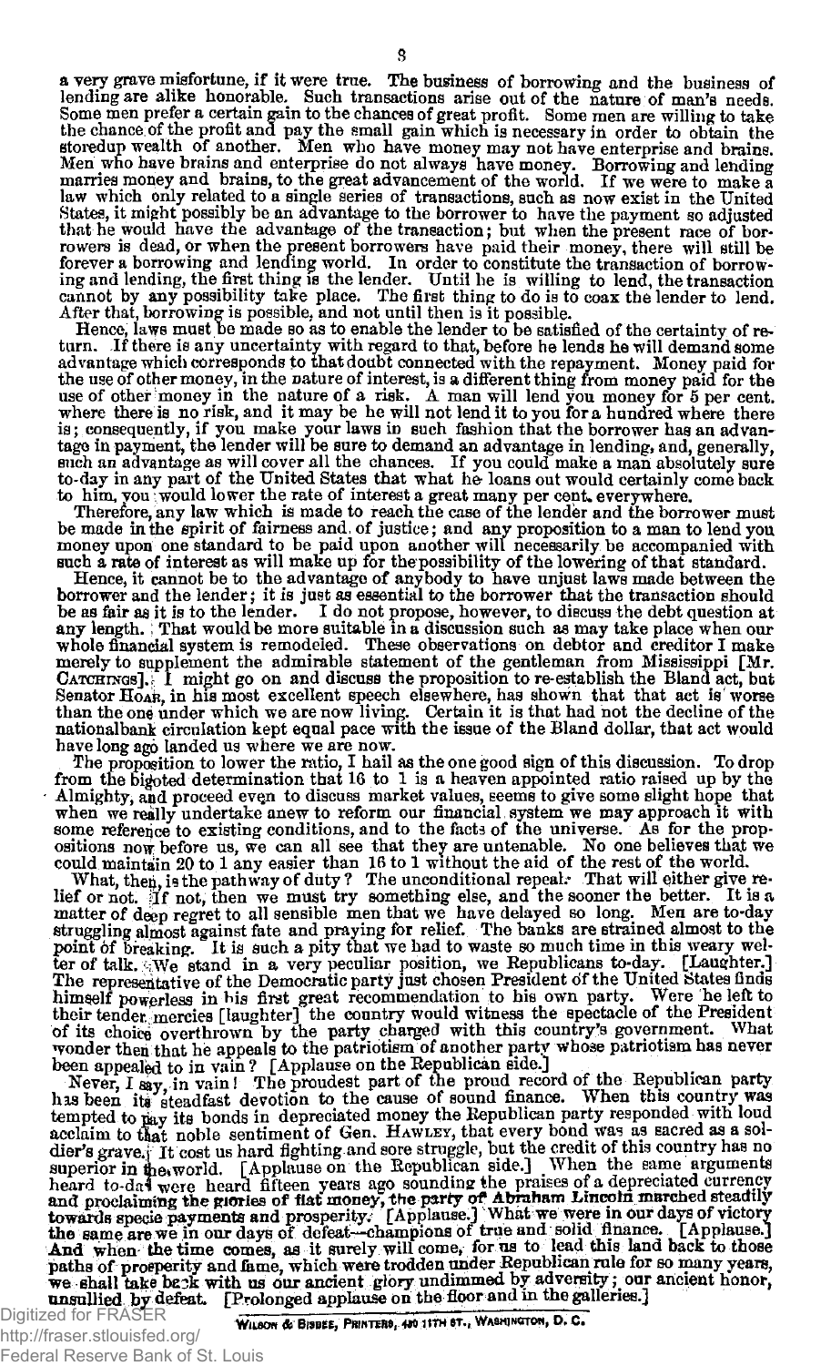a very grave misfortune, if it were true. The business of borrowing and the business of lending are alike honorable. Such transactions arise out of the nature of man's needs. Some men prefer a certain gain to the chances of great profit. Some men are willing to take the chance of the profit and pay the small gain which is necessary in order to obtain the storedup wealth of another. Men who have money may not have enterprise and brains. Men who have brains and enterprise do not always have money. Borrowing and lending marries money and brains, to the great advancement of the world. If we were to make a law which only related to a single series of transactions, such as now exist in the United States, it might possibly be an advantage to the borrower to have the payment so adjusted that he would have the advantage of the transaction; but when the present race of borrowers is dead, or when the present borrowers have paid their money, there will still be forever a borrowing and lending world. In order to constitute the transaction of borrowing and lending, the first thing is the lender. Until he is willing to lend, the transaction cannot by any possibility take place. The first thing to do is to coax the lender to lend. After that, borrowing is possible, and not until then is it possible.

Hence, laws must be made so as to enable the lender to be satisfied of the certainty of return. If there is any uncertainty with regard to that, before he lends he will demand some advantage which corresponds to that doubt connected with the repayment. Money paid for the use of other money, in the nature of interest, is a different thing from money paid for the use of other money in the nature of a risk. A man will lend you money for 5 per cent. where there is no risk, and it may be he will not lend it to you for a hundred where there is; consequently, if you make your laws in such fashion that the borrower has an advantage in payment, the lender will be sure to demand an advantage in lending, and, generally, such an advantage as will cover all the chances. If you could make a man absolutely sure to-day in any part of the United States that what he loans out would certainly come back to him, you would lower the rate of interest a great many per cent. everywhere.

Therefore, any law which is made to reach the case of the lender and the borrower must be made in the spirit of fairness and of justice; and any proposition to a man to lend you money upon one standard to be paid upon another will necessarily be accompanied with such a rate of interest as will make up for the possibility of the lowering of that standard.

Hence, it cannot be to the advantage of anybody to have unjust laws made between the borrower and the lender; it is just as essential to the borrower that the transaction should be as fair as it is to the lender. I do not propose, however, to discuss the debt question at any length. That would be more suitable in a discussion such as may take place when our whole financial system is remodeled. These observations on debtor and creditor I make merely to supplement the admirable statement of the gentleman from Mississippi [Mr. CATCHINGS]. I might go on and discuss the proposition to re-establish the Bland act, but Senator HOAR, in his most excellent speech elsewhere, has shown that that act is worse than the one under which we are now living. Certain it is that had not the decline of the nationalbank circulation kept equal pace with the issue of the Bland dollar, that act would have long ago landed us where we are now.

The proposition to lower the ratio, I hail as the one good sign of this discussion. To drop from the bigoted determination that 16 to 1 is a heaven appointed ratio raised up by the Almighty, and proceed even to discuss market values, seems to give some slight hope that when we really undertake anew to reform our financial system we may approach it with some reference to existing conditions, and to the facts of the universe. As for the propositions now before us, we can all see that they are untenable. No one believes that we could maintain 20 to 1 any easier than 16 to 1 without the aid of the rest of the world.

What, then, is the pathway of duty? The unconditional repeal. That will either give relief or not. If not, then we must try something else, and the sooner the better. It is a matter of deep regret to all sensible men that we have delayed so long. Men are to-day struggling almost against fate and praying for relief. The banks are strained almost to the point of breaking. It is such a pity that we had to waste so much time in this weary welter of talk. We stand in a very peculiar position, we Republicans to-day. [Laughter.] The representative of the Democratic party just chosen President of the United States finds himself powerless in his first great recommendation to his own party. Were he left to their tender mercies [laughter] the country would witness the spectacle of the President of its choice overthrown by the party charged with this country's government. What wonder then that he appeals to the patriotism of another party whose patriotism has never been appealed to in vain? [Applause on the Republican side.]

Never, I say, in vain! The proudest part of the proud record of the Republican party has been its steadfast devotion to the cause of sound finance. When this country was tempted to pay its bonds in depreciated money the Republican party responded with loud acclaim to that noble sentiment of Gen. HAWLEY, that every bond was as sacred as a soldier's grave. It cost us hard fighting and sore struggle, but the credit of this country has no superior in the world. [Applause on the Republican side.] When the same arguments heard to-day were heard fifteen years ago sounding the praises of a depreciated currency and proclaiming the glories of fiat money, the party of Abraham Lincoln marched steadily towards specie payments and prosperity. [Applause.] What we were in our days of victory the same are we in our days of defeat—champions of true and solid finance. [Applause.] And when the time comes, as it surely will come, for us to lead this land back to those paths of prosperity and fame, which were trodden under Republican rule for so many years, we shall take back with us our ancient glory undimmed by adversity; our ancient honor, unsullied by defeat. [Prolonged applause on the floor and in the galleries.]

WILSON & BISBEE, PRINTERS, 430 11TH ST., WASHINGTON, D. C.